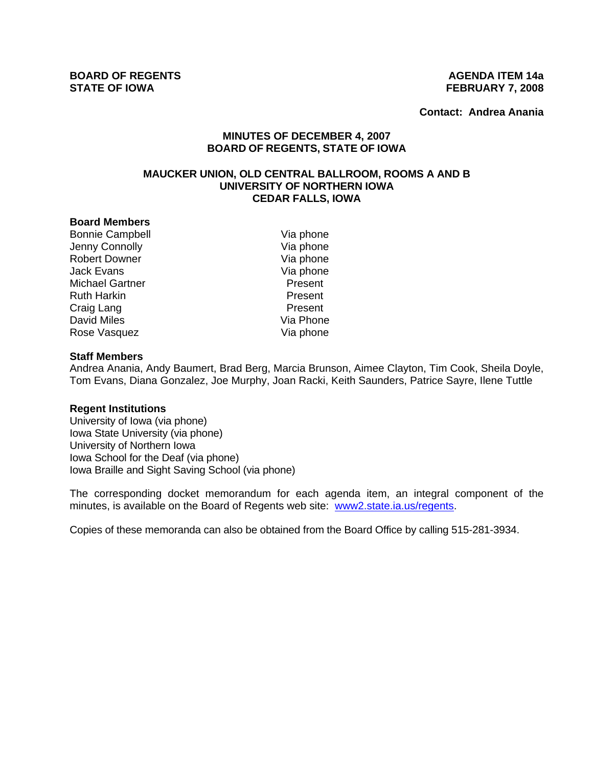**BOARD OF REGENTS**
**STATE OF IOWA**

**AGENDA ITEM 14a**
**FEBRUARY 7, 2008**

**Contact: Andrea Anania**

## MINUTES OF DECEMBER 4, 2007
## BOARD OF REGENTS, STATE OF IOWA

### MAUCKER UNION, OLD CENTRAL BALLROOM, ROOMS A AND B
### UNIVERSITY OF NORTHERN IOWA
### CEDAR FALLS, IOWA

**Board Members**

| | |
|---|---|
| Bonnie Campbell | Via phone |
| Jenny Connolly | Via phone |
| Robert Downer | Via phone |
| Jack Evans | Via phone |
| Michael Gartner | Present |
| Ruth Harkin | Present |
| Craig Lang | Present |
| David Miles | Via Phone |
| Rose Vasquez | Via phone |

**Staff Members**

Andrea Anania, Andy Baumert, Brad Berg, Marcia Brunson, Aimee Clayton, Tim Cook, Sheila Doyle, Tom Evans, Diana Gonzalez, Joe Murphy, Joan Racki, Keith Saunders, Patrice Sayre, Ilene Tuttle

**Regent Institutions**

University of Iowa (via phone)
Iowa State University (via phone)
University of Northern Iowa
Iowa School for the Deaf (via phone)
Iowa Braille and Sight Saving School (via phone)

The corresponding docket memorandum for each agenda item, an integral component of the minutes, is available on the Board of Regents web site: www2.state.ia.us/regents.

Copies of these memoranda can also be obtained from the Board Office by calling 515-281-3934.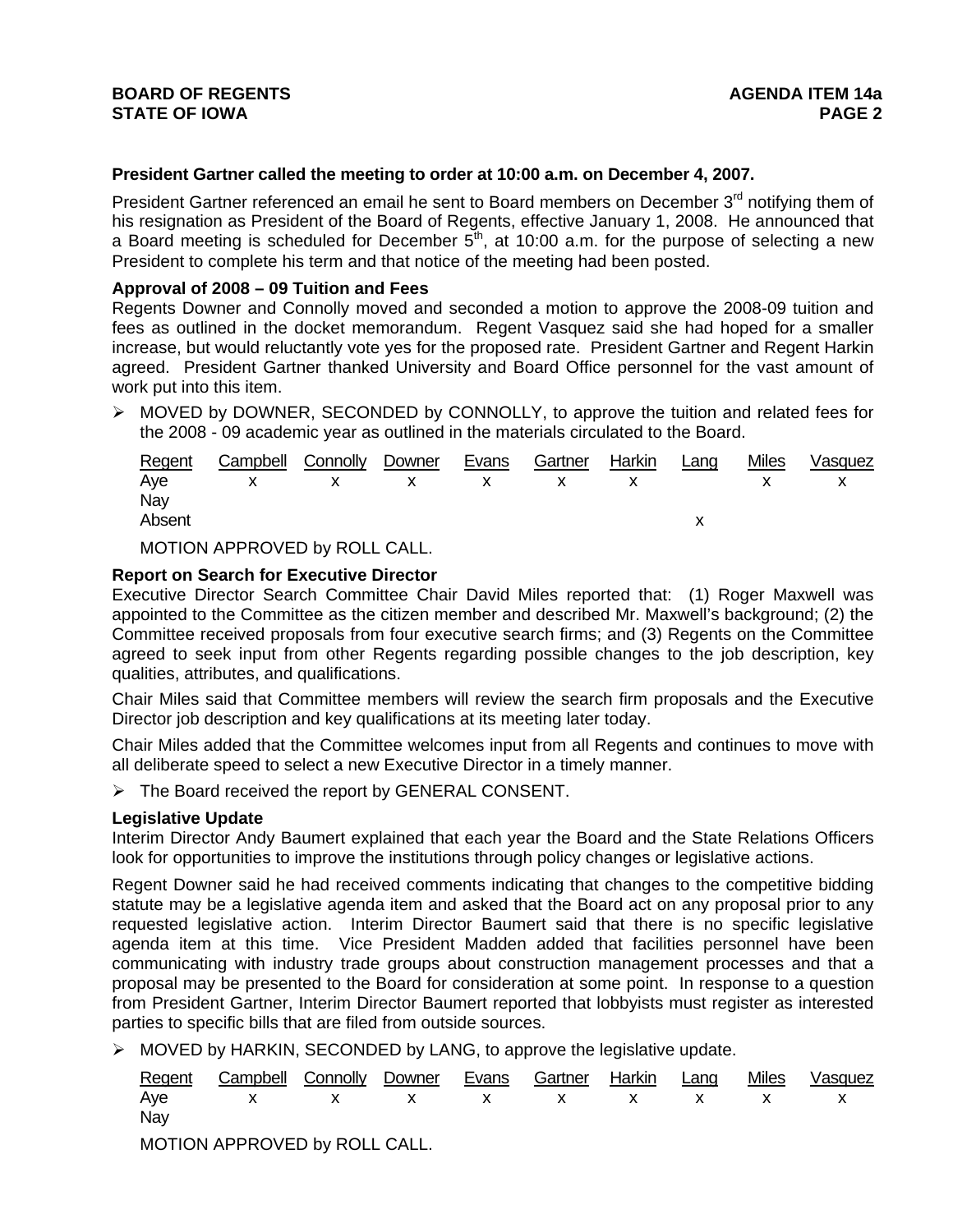**President Gartner called the meeting to order at 10:00 a.m. on December 4, 2007.**

President Gartner referenced an email he sent to Board members on December 3rd notifying them of his resignation as President of the Board of Regents, effective January 1, 2008. He announced that a Board meeting is scheduled for December 5th, at 10:00 a.m. for the purpose of selecting a new President to complete his term and that notice of the meeting had been posted.

**Approval of 2008 – 09 Tuition and Fees**

Regents Downer and Connolly moved and seconded a motion to approve the 2008-09 tuition and fees as outlined in the docket memorandum. Regent Vasquez said she had hoped for a smaller increase, but would reluctantly vote yes for the proposed rate. President Gartner and Regent Harkin agreed. President Gartner thanked University and Board Office personnel for the vast amount of work put into this item.

- MOVED by DOWNER, SECONDED by CONNOLLY, to approve the tuition and related fees for the 2008 - 09 academic year as outlined in the materials circulated to the Board.

| Regent | Campbell | Connolly | Downer | Evans | Gartner | Harkin | Lang | Miles | Vasquez |
|---|---|---|---|---|---|---|---|---|---|
| Aye | x | x | x | x | x | x | | x | x |
| Nay | | | | | | | | | |
| Absent | | | | | | | x | | |

MOTION APPROVED by ROLL CALL.

**Report on Search for Executive Director**

Executive Director Search Committee Chair David Miles reported that: (1) Roger Maxwell was appointed to the Committee as the citizen member and described Mr. Maxwell's background; (2) the Committee received proposals from four executive search firms; and (3) Regents on the Committee agreed to seek input from other Regents regarding possible changes to the job description, key qualities, attributes, and qualifications.

Chair Miles said that Committee members will review the search firm proposals and the Executive Director job description and key qualifications at its meeting later today.

Chair Miles added that the Committee welcomes input from all Regents and continues to move with all deliberate speed to select a new Executive Director in a timely manner.

- The Board received the report by GENERAL CONSENT.

**Legislative Update**

Interim Director Andy Baumert explained that each year the Board and the State Relations Officers look for opportunities to improve the institutions through policy changes or legislative actions.

Regent Downer said he had received comments indicating that changes to the competitive bidding statute may be a legislative agenda item and asked that the Board act on any proposal prior to any requested legislative action. Interim Director Baumert said that there is no specific legislative agenda item at this time. Vice President Madden added that facilities personnel have been communicating with industry trade groups about construction management processes and that a proposal may be presented to the Board for consideration at some point. In response to a question from President Gartner, Interim Director Baumert reported that lobbyists must register as interested parties to specific bills that are filed from outside sources.

- MOVED by HARKIN, SECONDED by LANG, to approve the legislative update.

| Regent | Campbell | Connolly | Downer | Evans | Gartner | Harkin | Lang | Miles | Vasquez |
|---|---|---|---|---|---|---|---|---|---|
| Aye | x | x | x | x | x | x | x | x | x |
| Nay | | | | | | | | | |

MOTION APPROVED by ROLL CALL.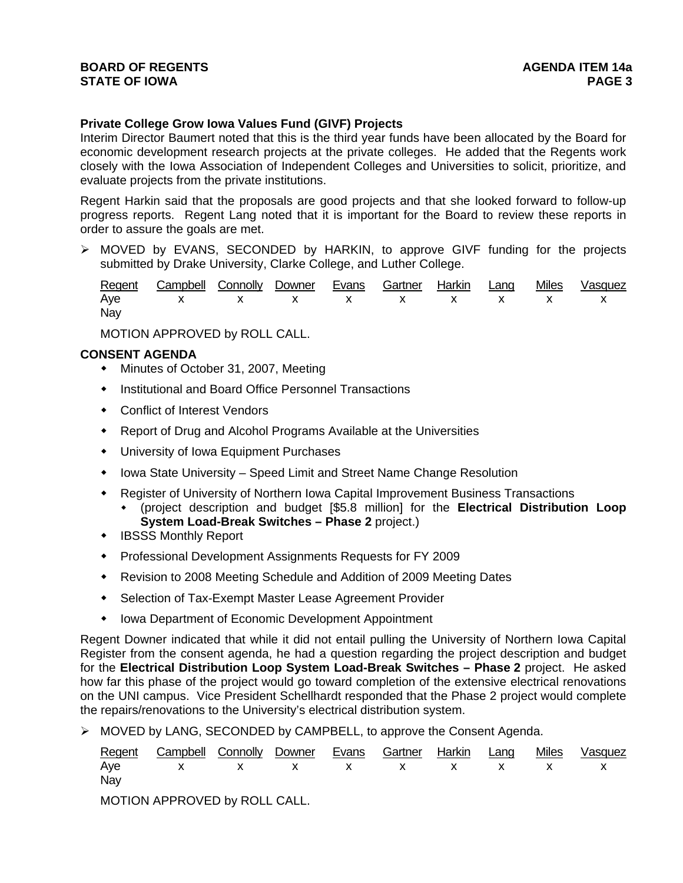**Private College Grow Iowa Values Fund (GIVF) Projects**

Interim Director Baumert noted that this is the third year funds have been allocated by the Board for economic development research projects at the private colleges. He added that the Regents work closely with the Iowa Association of Independent Colleges and Universities to solicit, prioritize, and evaluate projects from the private institutions.

Regent Harkin said that the proposals are good projects and that she looked forward to follow-up progress reports. Regent Lang noted that it is important for the Board to review these reports in order to assure the goals are met.

➢ MOVED by EVANS, SECONDED by HARKIN, to approve GIVF funding for the projects submitted by Drake University, Clarke College, and Luther College.

| Regent | Campbell | Connolly | Downer | Evans | Gartner | Harkin | Lang | Miles | Vasquez |
|---|---|---|---|---|---|---|---|---|---|
| Aye | x | x | x | x | x | x | x | x | x |
| Nay | | | | | | | | | |

MOTION APPROVED by ROLL CALL.

**CONSENT AGENDA**

- Minutes of October 31, 2007, Meeting
- Institutional and Board Office Personnel Transactions
- Conflict of Interest Vendors
- Report of Drug and Alcohol Programs Available at the Universities
- University of Iowa Equipment Purchases
- Iowa State University – Speed Limit and Street Name Change Resolution
- Register of University of Northern Iowa Capital Improvement Business Transactions
  - (project description and budget [$5.8 million] for the **Electrical Distribution Loop System Load-Break Switches – Phase 2** project.)
- IBSSS Monthly Report
- Professional Development Assignments Requests for FY 2009
- Revision to 2008 Meeting Schedule and Addition of 2009 Meeting Dates
- Selection of Tax-Exempt Master Lease Agreement Provider
- Iowa Department of Economic Development Appointment

Regent Downer indicated that while it did not entail pulling the University of Northern Iowa Capital Register from the consent agenda, he had a question regarding the project description and budget for the **Electrical Distribution Loop System Load-Break Switches – Phase 2** project. He asked how far this phase of the project would go toward completion of the extensive electrical renovations on the UNI campus. Vice President Schellhardt responded that the Phase 2 project would complete the repairs/renovations to the University's electrical distribution system.

➢ MOVED by LANG, SECONDED by CAMPBELL, to approve the Consent Agenda.

| Regent | Campbell | Connolly | Downer | Evans | Gartner | Harkin | Lang | Miles | Vasquez |
|---|---|---|---|---|---|---|---|---|---|
| Aye | x | x | x | x | x | x | x | x | x |
| Nay | | | | | | | | | |

MOTION APPROVED by ROLL CALL.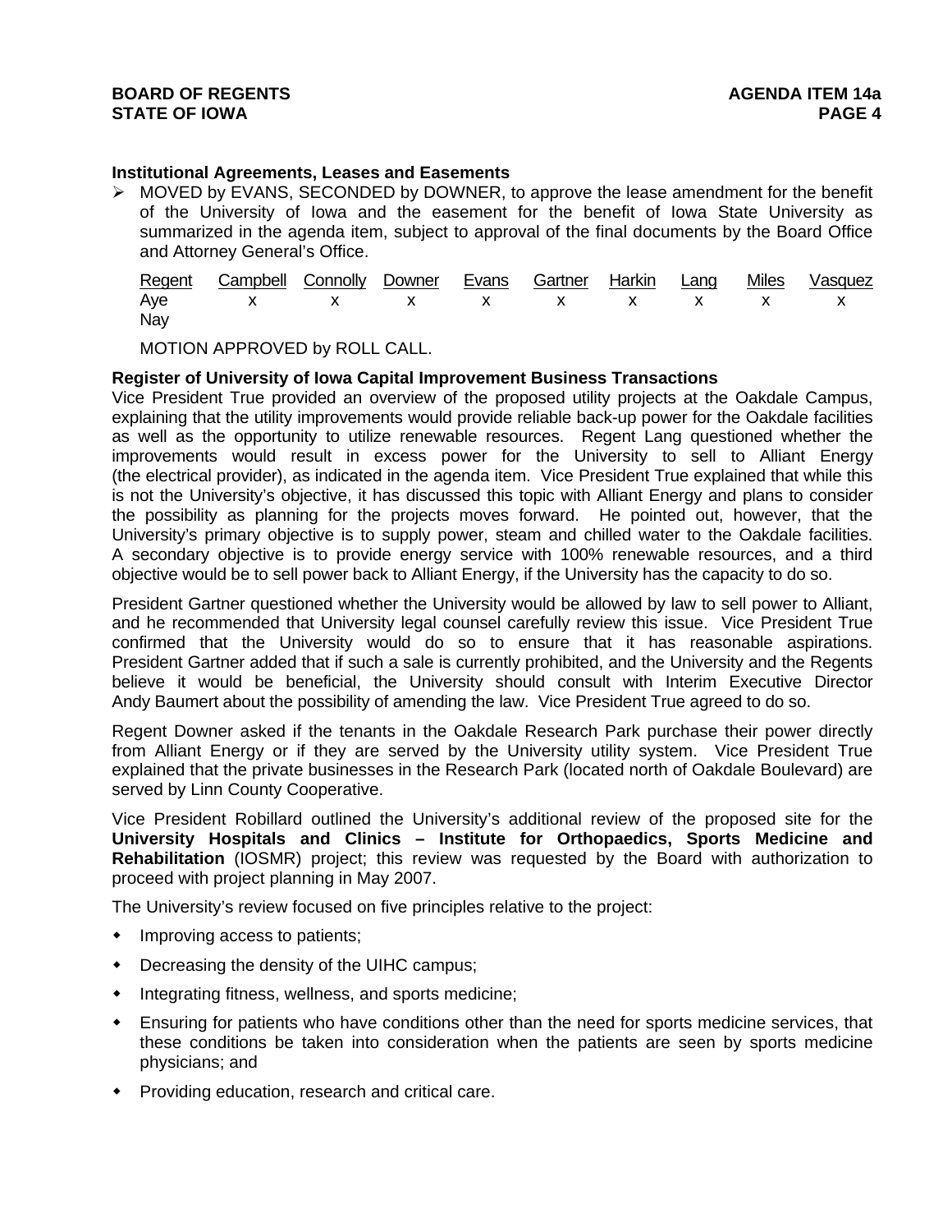### Institutional Agreements, Leases and Easements

- MOVED by EVANS, SECONDED by DOWNER, to approve the lease amendment for the benefit of the University of Iowa and the easement for the benefit of Iowa State University as summarized in the agenda item, subject to approval of the final documents by the Board Office and Attorney General's Office.

| Regent | Campbell | Connolly | Downer | Evans | Gartner | Harkin | Lang | Miles | Vasquez |
|---|---|---|---|---|---|---|---|---|---|
| Aye | x | x | x | x | x | x | x | x | x |
| Nay | | | | | | | | | |

MOTION APPROVED by ROLL CALL.

### Register of University of Iowa Capital Improvement Business Transactions

Vice President True provided an overview of the proposed utility projects at the Oakdale Campus, explaining that the utility improvements would provide reliable back-up power for the Oakdale facilities as well as the opportunity to utilize renewable resources. Regent Lang questioned whether the improvements would result in excess power for the University to sell to Alliant Energy (the electrical provider), as indicated in the agenda item. Vice President True explained that while this is not the University's objective, it has discussed this topic with Alliant Energy and plans to consider the possibility as planning for the projects moves forward. He pointed out, however, that the University's primary objective is to supply power, steam and chilled water to the Oakdale facilities. A secondary objective is to provide energy service with 100% renewable resources, and a third objective would be to sell power back to Alliant Energy, if the University has the capacity to do so.

President Gartner questioned whether the University would be allowed by law to sell power to Alliant, and he recommended that University legal counsel carefully review this issue. Vice President True confirmed that the University would do so to ensure that it has reasonable aspirations. President Gartner added that if such a sale is currently prohibited, and the University and the Regents believe it would be beneficial, the University should consult with Interim Executive Director Andy Baumert about the possibility of amending the law. Vice President True agreed to do so.

Regent Downer asked if the tenants in the Oakdale Research Park purchase their power directly from Alliant Energy or if they are served by the University utility system. Vice President True explained that the private businesses in the Research Park (located north of Oakdale Boulevard) are served by Linn County Cooperative.

Vice President Robillard outlined the University's additional review of the proposed site for the **University Hospitals and Clinics – Institute for Orthopaedics, Sports Medicine and Rehabilitation** (IOSMR) project; this review was requested by the Board with authorization to proceed with project planning in May 2007.

The University's review focused on five principles relative to the project:

- Improving access to patients;
- Decreasing the density of the UIHC campus;
- Integrating fitness, wellness, and sports medicine;
- Ensuring for patients who have conditions other than the need for sports medicine services, that these conditions be taken into consideration when the patients are seen by sports medicine physicians; and
- Providing education, research and critical care.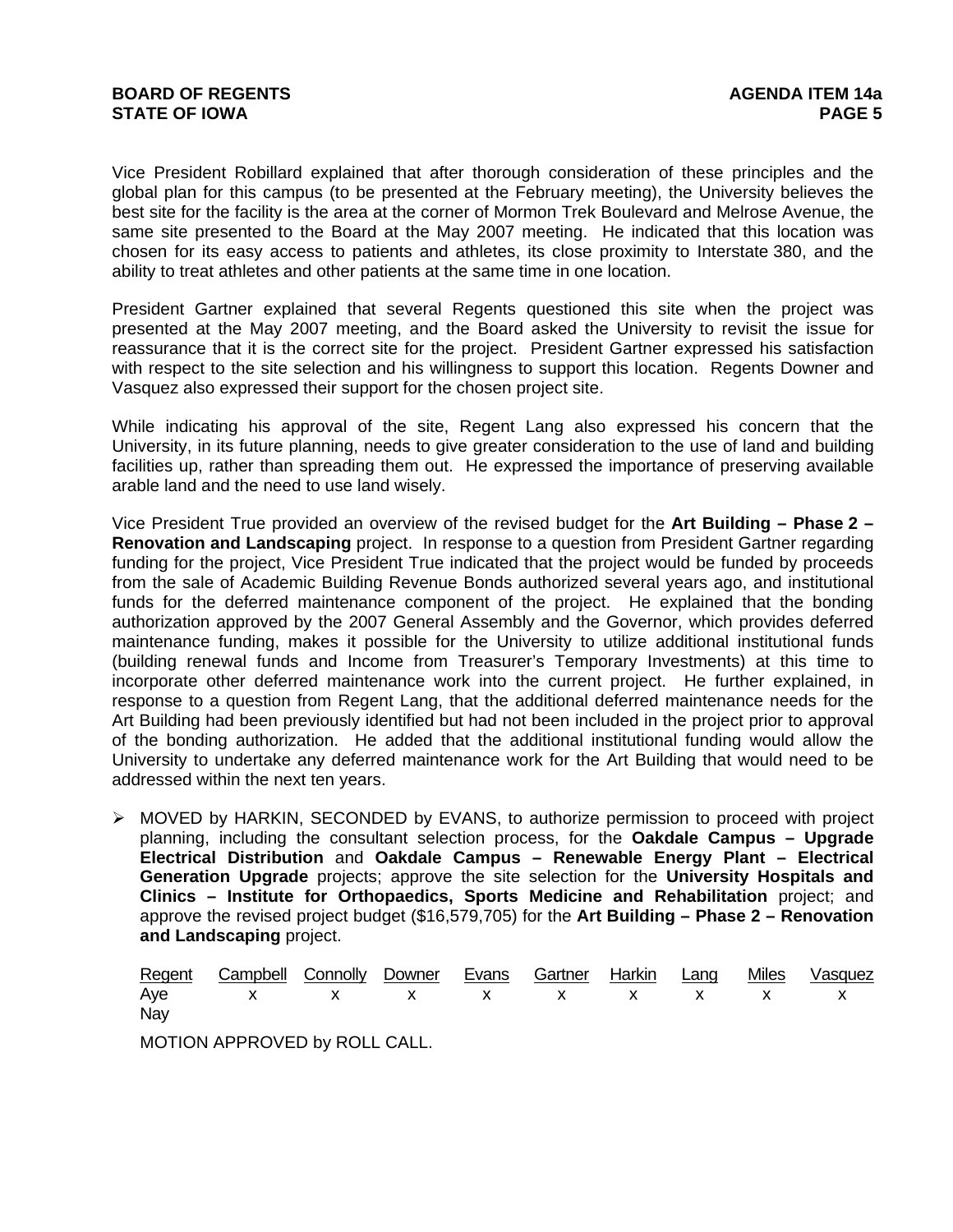Vice President Robillard explained that after thorough consideration of these principles and the global plan for this campus (to be presented at the February meeting), the University believes the best site for the facility is the area at the corner of Mormon Trek Boulevard and Melrose Avenue, the same site presented to the Board at the May 2007 meeting. He indicated that this location was chosen for its easy access to patients and athletes, its close proximity to Interstate 380, and the ability to treat athletes and other patients at the same time in one location.

President Gartner explained that several Regents questioned this site when the project was presented at the May 2007 meeting, and the Board asked the University to revisit the issue for reassurance that it is the correct site for the project. President Gartner expressed his satisfaction with respect to the site selection and his willingness to support this location. Regents Downer and Vasquez also expressed their support for the chosen project site.

While indicating his approval of the site, Regent Lang also expressed his concern that the University, in its future planning, needs to give greater consideration to the use of land and building facilities up, rather than spreading them out. He expressed the importance of preserving available arable land and the need to use land wisely.

Vice President True provided an overview of the revised budget for the **Art Building – Phase 2 – Renovation and Landscaping** project. In response to a question from President Gartner regarding funding for the project, Vice President True indicated that the project would be funded by proceeds from the sale of Academic Building Revenue Bonds authorized several years ago, and institutional funds for the deferred maintenance component of the project. He explained that the bonding authorization approved by the 2007 General Assembly and the Governor, which provides deferred maintenance funding, makes it possible for the University to utilize additional institutional funds (building renewal funds and Income from Treasurer's Temporary Investments) at this time to incorporate other deferred maintenance work into the current project. He further explained, in response to a question from Regent Lang, that the additional deferred maintenance needs for the Art Building had been previously identified but had not been included in the project prior to approval of the bonding authorization. He added that the additional institutional funding would allow the University to undertake any deferred maintenance work for the Art Building that would need to be addressed within the next ten years.

- MOVED by HARKIN, SECONDED by EVANS, to authorize permission to proceed with project planning, including the consultant selection process, for the **Oakdale Campus – Upgrade Electrical Distribution** and **Oakdale Campus – Renewable Energy Plant – Electrical Generation Upgrade** projects; approve the site selection for the **University Hospitals and Clinics – Institute for Orthopaedics, Sports Medicine and Rehabilitation** project; and approve the revised project budget ($16,579,705) for the **Art Building – Phase 2 – Renovation and Landscaping** project.

| Regent | Campbell | Connolly | Downer | Evans | Gartner | Harkin | Lang | Miles | Vasquez |
|---|---|---|---|---|---|---|---|---|---|
| Aye | x | x | x | x | x | x | x | x | x |
| Nay | | | | | | | | | |

MOTION APPROVED by ROLL CALL.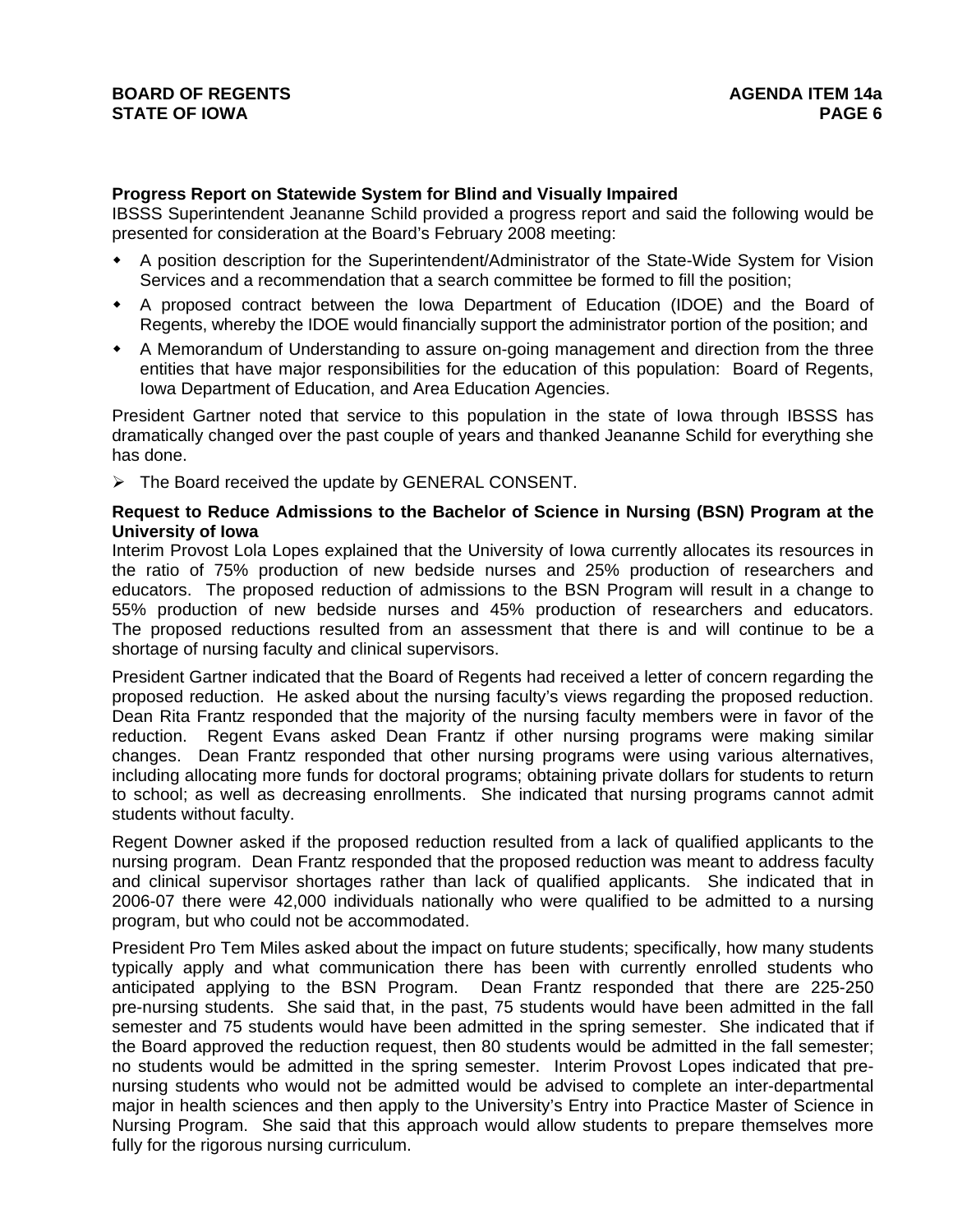**Progress Report on Statewide System for Blind and Visually Impaired**

IBSSS Superintendent Jeananne Schild provided a progress report and said the following would be presented for consideration at the Board's February 2008 meeting:

- A position description for the Superintendent/Administrator of the State-Wide System for Vision Services and a recommendation that a search committee be formed to fill the position;
- A proposed contract between the Iowa Department of Education (IDOE) and the Board of Regents, whereby the IDOE would financially support the administrator portion of the position; and
- A Memorandum of Understanding to assure on-going management and direction from the three entities that have major responsibilities for the education of this population: Board of Regents, Iowa Department of Education, and Area Education Agencies.

President Gartner noted that service to this population in the state of Iowa through IBSSS has dramatically changed over the past couple of years and thanked Jeananne Schild for everything she has done.

- The Board received the update by GENERAL CONSENT.

**Request to Reduce Admissions to the Bachelor of Science in Nursing (BSN) Program at the University of Iowa**

Interim Provost Lola Lopes explained that the University of Iowa currently allocates its resources in the ratio of 75% production of new bedside nurses and 25% production of researchers and educators. The proposed reduction of admissions to the BSN Program will result in a change to 55% production of new bedside nurses and 45% production of researchers and educators. The proposed reductions resulted from an assessment that there is and will continue to be a shortage of nursing faculty and clinical supervisors.

President Gartner indicated that the Board of Regents had received a letter of concern regarding the proposed reduction. He asked about the nursing faculty's views regarding the proposed reduction. Dean Rita Frantz responded that the majority of the nursing faculty members were in favor of the reduction. Regent Evans asked Dean Frantz if other nursing programs were making similar changes. Dean Frantz responded that other nursing programs were using various alternatives, including allocating more funds for doctoral programs; obtaining private dollars for students to return to school; as well as decreasing enrollments. She indicated that nursing programs cannot admit students without faculty.

Regent Downer asked if the proposed reduction resulted from a lack of qualified applicants to the nursing program. Dean Frantz responded that the proposed reduction was meant to address faculty and clinical supervisor shortages rather than lack of qualified applicants. She indicated that in 2006-07 there were 42,000 individuals nationally who were qualified to be admitted to a nursing program, but who could not be accommodated.

President Pro Tem Miles asked about the impact on future students; specifically, how many students typically apply and what communication there has been with currently enrolled students who anticipated applying to the BSN Program. Dean Frantz responded that there are 225-250 pre-nursing students. She said that, in the past, 75 students would have been admitted in the fall semester and 75 students would have been admitted in the spring semester. She indicated that if the Board approved the reduction request, then 80 students would be admitted in the fall semester; no students would be admitted in the spring semester. Interim Provost Lopes indicated that pre-nursing students who would not be admitted would be advised to complete an inter-departmental major in health sciences and then apply to the University's Entry into Practice Master of Science in Nursing Program. She said that this approach would allow students to prepare themselves more fully for the rigorous nursing curriculum.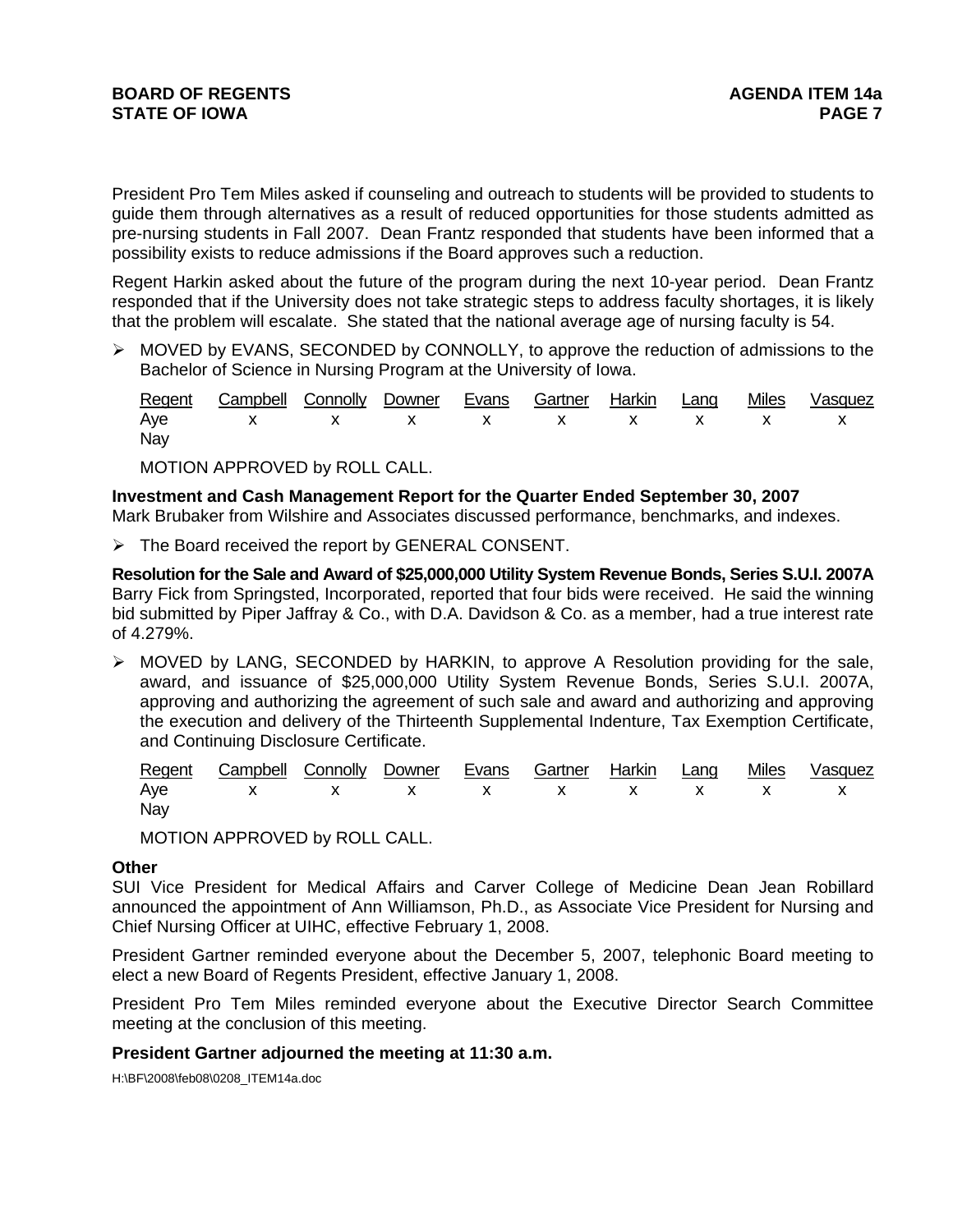President Pro Tem Miles asked if counseling and outreach to students will be provided to students to guide them through alternatives as a result of reduced opportunities for those students admitted as pre-nursing students in Fall 2007. Dean Frantz responded that students have been informed that a possibility exists to reduce admissions if the Board approves such a reduction.

Regent Harkin asked about the future of the program during the next 10-year period. Dean Frantz responded that if the University does not take strategic steps to address faculty shortages, it is likely that the problem will escalate. She stated that the national average age of nursing faculty is 54.

➢ MOVED by EVANS, SECONDED by CONNOLLY, to approve the reduction of admissions to the Bachelor of Science in Nursing Program at the University of Iowa.

| Regent | Campbell | Connolly | Downer | Evans | Gartner | Harkin | Lang | Miles | Vasquez |
|---|---|---|---|---|---|---|---|---|---|
| Aye | x | x | x | x | x | x | x | x | x |
| Nay | | | | | | | | | |

MOTION APPROVED by ROLL CALL.

**Investment and Cash Management Report for the Quarter Ended September 30, 2007**
Mark Brubaker from Wilshire and Associates discussed performance, benchmarks, and indexes.

➢ The Board received the report by GENERAL CONSENT.

**Resolution for the Sale and Award of $25,000,000 Utility System Revenue Bonds, Series S.U.I. 2007A**
Barry Fick from Springsted, Incorporated, reported that four bids were received. He said the winning bid submitted by Piper Jaffray & Co., with D.A. Davidson & Co. as a member, had a true interest rate of 4.279%.

➢ MOVED by LANG, SECONDED by HARKIN, to approve A Resolution providing for the sale, award, and issuance of $25,000,000 Utility System Revenue Bonds, Series S.U.I. 2007A, approving and authorizing the agreement of such sale and award and authorizing and approving the execution and delivery of the Thirteenth Supplemental Indenture, Tax Exemption Certificate, and Continuing Disclosure Certificate.

| Regent | Campbell | Connolly | Downer | Evans | Gartner | Harkin | Lang | Miles | Vasquez |
|---|---|---|---|---|---|---|---|---|---|
| Aye | x | x | x | x | x | x | x | x | x |
| Nay | | | | | | | | | |

MOTION APPROVED by ROLL CALL.

**Other**
SUI Vice President for Medical Affairs and Carver College of Medicine Dean Jean Robillard announced the appointment of Ann Williamson, Ph.D., as Associate Vice President for Nursing and Chief Nursing Officer at UIHC, effective February 1, 2008.

President Gartner reminded everyone about the December 5, 2007, telephonic Board meeting to elect a new Board of Regents President, effective January 1, 2008.

President Pro Tem Miles reminded everyone about the Executive Director Search Committee meeting at the conclusion of this meeting.

**President Gartner adjourned the meeting at 11:30 a.m.**

H:\BF\2008\feb08\0208_ITEM14a.doc